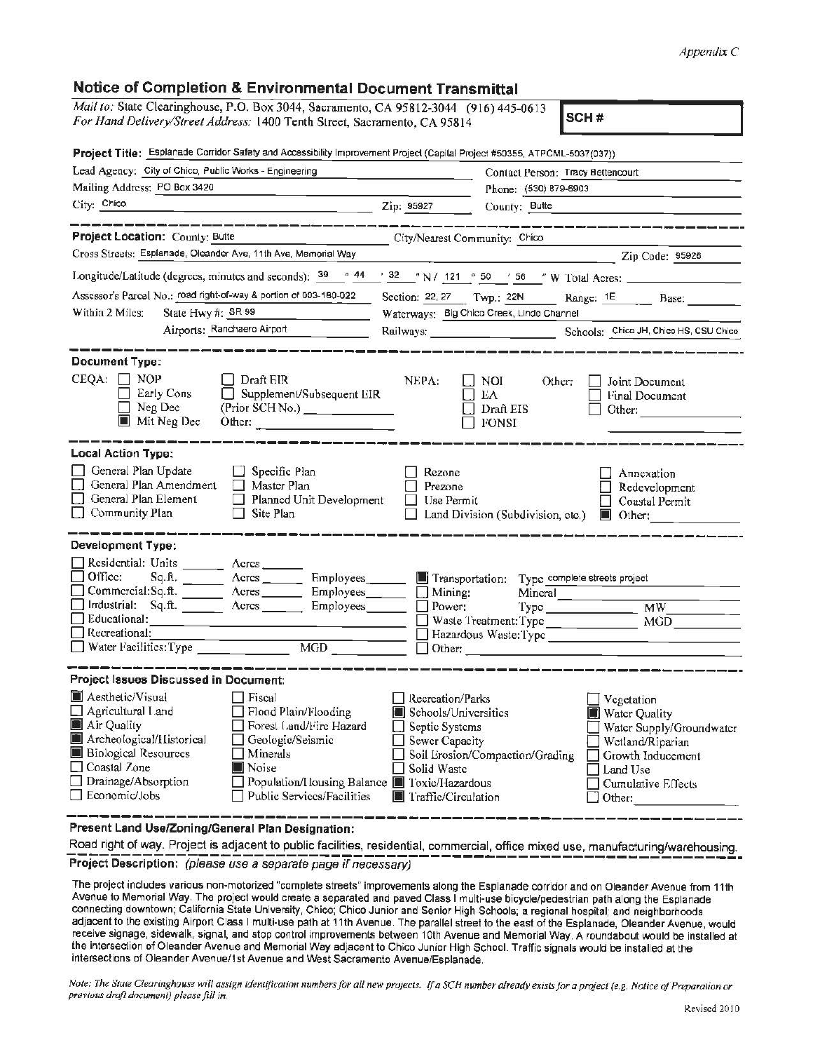*Appendix C*

## Notice of Completion & Environmental Document Transmittal

*Mail to:* State Clearinghouse, P.O. Box 3044, Sacramento, CA 95812-3044 (916) 445-0613
*For Hand Delivery/Street Address:* 1400 Tenth Street, Sacramento, CA 95814

**SCH #**

**Project Title:** Esplanade Corridor Safety and Accessibility Improvement Project (Capital Project #50355, ATPCML-5037(037))

Lead Agency: City of Chico, Public Works - Engineering
Contact Person: Tracy Bettencourt
Mailing Address: PO Box 3420
Phone: (530) 879-6903
City: Chico Zip: 95927 County: Butte

---

**Project Location:** County: Butte City/Nearest Community: Chico
Cross Streets: Esplanade, Oleander Ave, 11th Ave, Memorial Way Zip Code: 95926
Longitude/Latitude (degrees, minutes and seconds): 39 ° 44 ′ 32 ″ N / 121 ° 50 ′ 56 ″ W Total Acres:
Assessor's Parcel No.: road right-of-way & portion of 003-180-022 Section: 22, 27 Twp.: 22N Range: 1E Base:
Within 2 Miles: State Hwy #: SR 99 Waterways: Big Chico Creek, Lindo Channel
Airports: Ranchaero Airport Railways: Schools: Chico JH, Chico HS, CSU Chico

---

**Document Type:**

CEQA: ☐ NOP ☐ Early Cons ☐ Neg Dec ☒ Mit Neg Dec ☐ Draft EIR ☐ Supplement/Subsequent EIR (Prior SCH No.) ______ Other: ______
NEPA: ☐ NOI ☐ EA ☐ Draft EIS ☐ FONSI
Other: ☐ Joint Document ☐ Final Document ☐ Other: ______

---

**Local Action Type:**

☐ General Plan Update ☐ General Plan Amendment ☐ General Plan Element ☐ Community Plan
☐ Specific Plan ☐ Master Plan ☐ Planned Unit Development ☐ Site Plan
☐ Rezone ☐ Prezone ☐ Use Permit ☐ Land Division (Subdivision, etc.)
☐ Annexation ☐ Redevelopment ☐ Coastal Permit ☒ Other: ______

---

**Development Type:**

☐ Residential: Units ______ Acres ______
☐ Office: Sq.ft. ______ Acres ______ Employees ______
☐ Commercial: Sq.ft. ______ Acres ______ Employees ______
☐ Industrial: Sq.ft. ______ Acres ______ Employees ______
☐ Educational: ______
☐ Recreational: ______
☐ Water Facilities: Type ______ MGD ______
☒ Transportation: Type complete streets project
☐ Mining: Mineral ______
☐ Power: Type ______ MW ______
☐ Waste Treatment: Type ______ MGD ______
☐ Hazardous Waste: Type ______
☐ Other: ______

---

**Project Issues Discussed in Document:**

☒ Aesthetic/Visual ☐ Agricultural Land ☒ Air Quality ☒ Archeological/Historical ☒ Biological Resources ☐ Coastal Zone ☐ Drainage/Absorption ☐ Economic/Jobs
☐ Fiscal ☐ Flood Plain/Flooding ☐ Forest Land/Fire Hazard ☐ Geologic/Seismic ☐ Minerals ☒ Noise ☐ Population/Housing Balance ☐ Public Services/Facilities
☐ Recreation/Parks ☒ Schools/Universities ☐ Septic Systems ☐ Sewer Capacity ☐ Soil Erosion/Compaction/Grading ☐ Solid Waste ☒ Toxic/Hazardous ☒ Traffic/Circulation
☐ Vegetation ☒ Water Quality ☐ Water Supply/Groundwater ☐ Wetland/Riparian ☐ Growth Inducement ☐ Land Use ☐ Cumulative Effects ☐ Other: ______

---

**Present Land Use/Zoning/General Plan Designation:**

Road right of way. Project is adjacent to public facilities, residential, commercial, office mixed use, manufacturing/warehousing.

**Project Description:** *(please use a separate page if necessary)*

The project includes various non-motorized "complete streets" improvements along the Esplanade corridor and on Oleander Avenue from 11th Avenue to Memorial Way. The project would create a separated and paved Class I multi-use bicycle/pedestrian path along the Esplanade connecting downtown; California State University, Chico; Chico Junior and Senior High Schools; a regional hospital; and neighborhoods adjacent to the existing Airport Class I multi-use path at 11th Avenue. The parallel street to the east of the Esplanade, Oleander Avenue, would receive signage, sidewalk, signal, and stop control improvements between 10th Avenue and Memorial Way. A roundabout would be installed at the intersection of Oleander Avenue and Memorial Way adjacent to Chico Junior High School. Traffic signals would be installed at the intersections of Oleander Avenue/1st Avenue and West Sacramento Avenue/Esplanade.

*Note: The State Clearinghouse will assign identification numbers for all new projects. If a SCH number already exists for a project (e.g. Notice of Preparation or previous draft document) please fill in.*

Revised 2010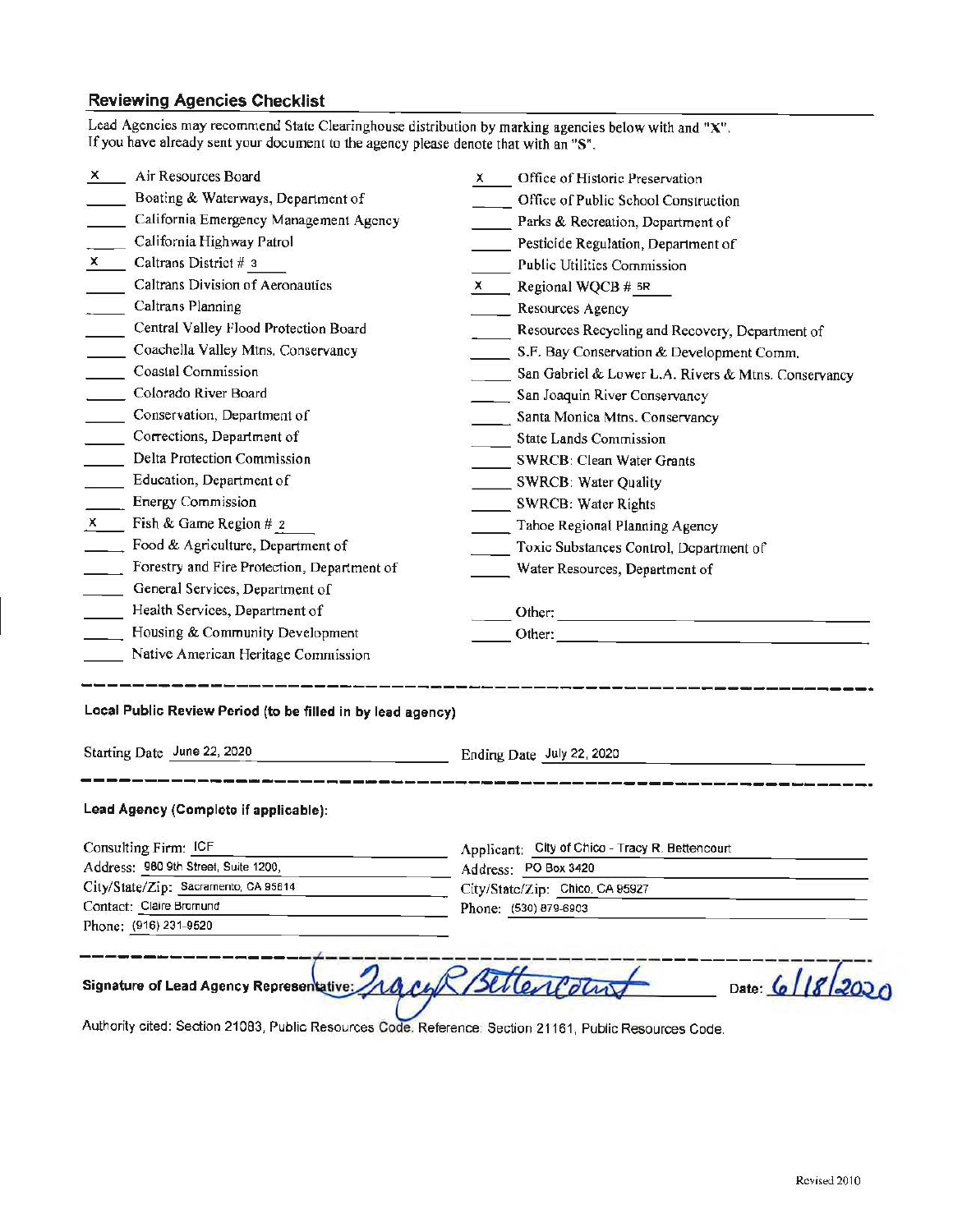## Reviewing Agencies Checklist

Lead Agencies may recommend State Clearinghouse distribution by marking agencies below with and "X".
If you have already sent your document to the agency please denote that with an "S".

- X Air Resources Board
- \_\_\_ Boating & Waterways, Department of
- \_\_\_ California Emergency Management Agency
- \_\_\_ California Highway Patrol
- X Caltrans District # 3
- \_\_\_ Caltrans Division of Aeronautics
- \_\_\_ Caltrans Planning
- \_\_\_ Central Valley Flood Protection Board
- \_\_\_ Coachella Valley Mtns. Conservancy
- \_\_\_ Coastal Commission
- \_\_\_ Colorado River Board
- \_\_\_ Conservation, Department of
- \_\_\_ Corrections, Department of
- \_\_\_ Delta Protection Commission
- \_\_\_ Education, Department of
- \_\_\_ Energy Commission
- X Fish & Game Region # 2
- \_\_\_ Food & Agriculture, Department of
- \_\_\_ Forestry and Fire Protection, Department of
- \_\_\_ General Services, Department of
- \_\_\_ Health Services, Department of
- \_\_\_ Housing & Community Development
- \_\_\_ Native American Heritage Commission
- X Office of Historic Preservation
- \_\_\_ Office of Public School Construction
- \_\_\_ Parks & Recreation, Department of
- \_\_\_ Pesticide Regulation, Department of
- \_\_\_ Public Utilities Commission
- X Regional WQCB # 5R
- \_\_\_ Resources Agency
- \_\_\_ Resources Recycling and Recovery, Department of
- \_\_\_ S.F. Bay Conservation & Development Comm.
- \_\_\_ San Gabriel & Lower L.A. Rivers & Mtns. Conservancy
- \_\_\_ San Joaquin River Conservancy
- \_\_\_ Santa Monica Mtns. Conservancy
- \_\_\_ State Lands Commission
- \_\_\_ SWRCB: Clean Water Grants
- \_\_\_ SWRCB: Water Quality
- \_\_\_ SWRCB: Water Rights
- \_\_\_ Tahoe Regional Planning Agency
- \_\_\_ Toxic Substances Control, Department of
- \_\_\_ Water Resources, Department of
- \_\_\_ Other: \_\_\_
- \_\_\_ Other: \_\_\_

---

**Local Public Review Period (to be filled in by lead agency)**

Starting Date June 22, 2020 Ending Date July 22, 2020

---

**Lead Agency (Complete if applicable):**

Consulting Firm: ICF
Address: 980 9th Street, Suite 1200,
City/State/Zip: Sacramento, CA 95814
Contact: Claire Bromund
Phone: (916) 231-9520

Applicant: City of Chico - Tracy R. Bettencourt
Address: PO Box 3420
City/State/Zip: Chico, CA 95927
Phone: (530) 879-6903

---

**Signature of Lead Agency Representative:** Tracy R Bettencourt **Date:** 6/18/2020

Authority cited: Section 21083, Public Resources Code. Reference: Section 21161, Public Resources Code.

Revised 2010